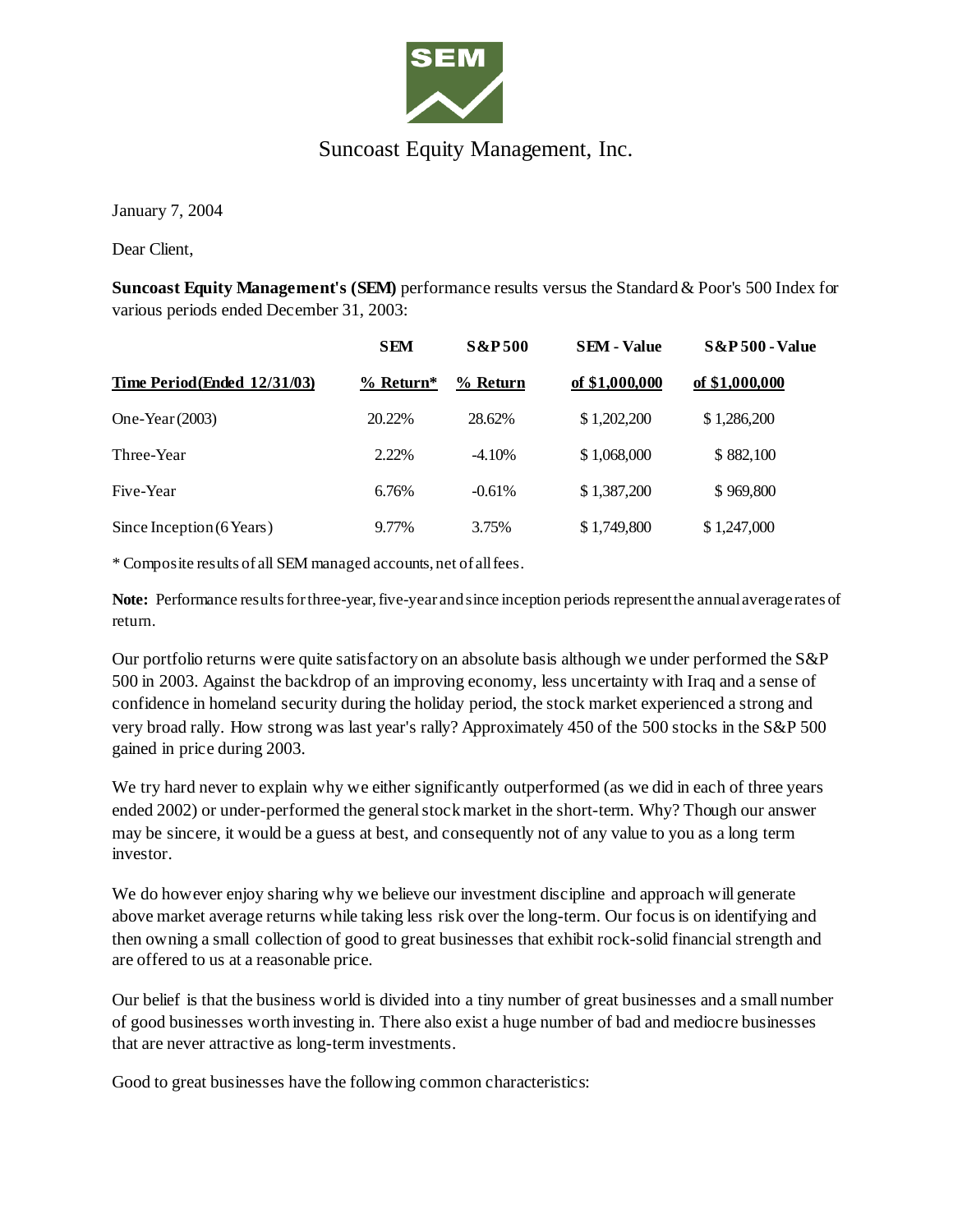# Suncoast Equity Management, Inc.

January 7, 2004

Dear Client,

**Suncoast Equity Management's (SEM)** performance results versus the Standard & Poor's 500 Index for various periods ended December 31, 2003:

| Time Period (Ended 12/31/03) | SEM % Return* | S&P 500 % Return | SEM - Value of $1,000,000 | S&P 500 - Value of $1,000,000 |
|---|---|---|---|---|
| One-Year (2003) | 20.22% | 28.62% | $ 1,202,200 | $ 1,286,200 |
| Three-Year | 2.22% | -4.10% | $ 1,068,000 | $ 882,100 |
| Five-Year | 6.76% | -0.61% | $ 1,387,200 | $ 969,800 |
| Since Inception (6 Years) | 9.77% | 3.75% | $ 1,749,800 | $ 1,247,000 |

* Composite results of all SEM managed accounts, net of all fees.

**Note:** Performance results for three-year, five-year and since inception periods represent the annual average rates of return.

Our portfolio returns were quite satisfactory on an absolute basis although we under performed the S&P 500 in 2003. Against the backdrop of an improving economy, less uncertainty with Iraq and a sense of confidence in homeland security during the holiday period, the stock market experienced a strong and very broad rally. How strong was last year's rally? Approximately 450 of the 500 stocks in the S&P 500 gained in price during 2003.

We try hard never to explain why we either significantly outperformed (as we did in each of three years ended 2002) or under-performed the general stock market in the short-term. Why? Though our answer may be sincere, it would be a guess at best, and consequently not of any value to you as a long term investor.

We do however enjoy sharing why we believe our investment discipline and approach will generate above market average returns while taking less risk over the long-term. Our focus is on identifying and then owning a small collection of good to great businesses that exhibit rock-solid financial strength and are offered to us at a reasonable price.

Our belief is that the business world is divided into a tiny number of great businesses and a small number of good businesses worth investing in. There also exist a huge number of bad and mediocre businesses that are never attractive as long-term investments.

Good to great businesses have the following common characteristics: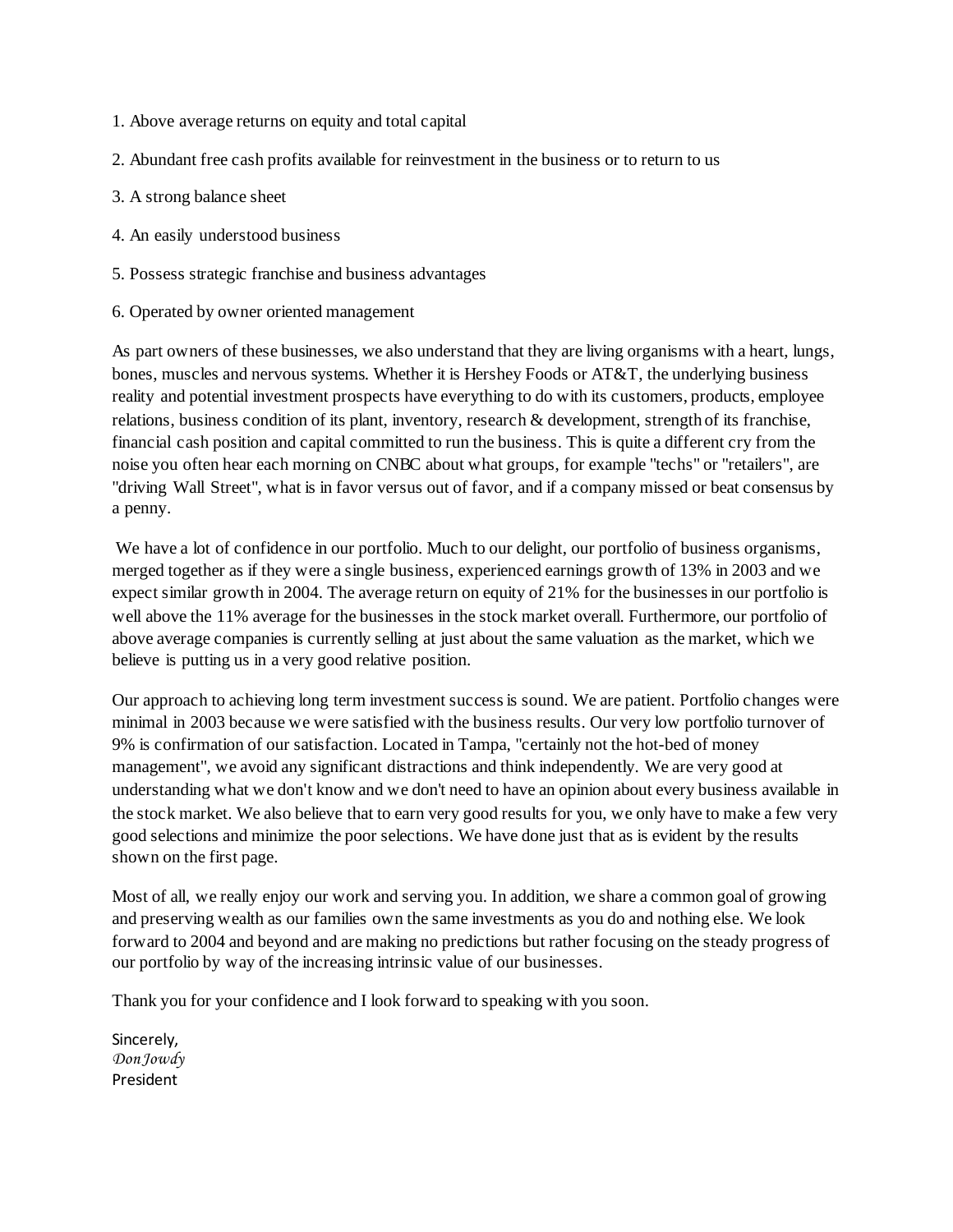1. Above average returns on equity and total capital
2. Abundant free cash profits available for reinvestment in the business or to return to us
3. A strong balance sheet
4. An easily understood business
5. Possess strategic franchise and business advantages
6. Operated by owner oriented management

As part owners of these businesses, we also understand that they are living organisms with a heart, lungs, bones, muscles and nervous systems. Whether it is Hershey Foods or AT&T, the underlying business reality and potential investment prospects have everything to do with its customers, products, employee relations, business condition of its plant, inventory, research & development, strength of its franchise, financial cash position and capital committed to run the business. This is quite a different cry from the noise you often hear each morning on CNBC about what groups, for example "techs" or "retailers", are "driving Wall Street", what is in favor versus out of favor, and if a company missed or beat consensus by a penny.

We have a lot of confidence in our portfolio. Much to our delight, our portfolio of business organisms, merged together as if they were a single business, experienced earnings growth of 13% in 2003 and we expect similar growth in 2004. The average return on equity of 21% for the businesses in our portfolio is well above the 11% average for the businesses in the stock market overall. Furthermore, our portfolio of above average companies is currently selling at just about the same valuation as the market, which we believe is putting us in a very good relative position.

Our approach to achieving long term investment success is sound. We are patient. Portfolio changes were minimal in 2003 because we were satisfied with the business results. Our very low portfolio turnover of 9% is confirmation of our satisfaction. Located in Tampa, "certainly not the hot-bed of money management", we avoid any significant distractions and think independently. We are very good at understanding what we don't know and we don't need to have an opinion about every business available in the stock market. We also believe that to earn very good results for you, we only have to make a few very good selections and minimize the poor selections. We have done just that as is evident by the results shown on the first page.

Most of all, we really enjoy our work and serving you. In addition, we share a common goal of growing and preserving wealth as our families own the same investments as you do and nothing else. We look forward to 2004 and beyond and are making no predictions but rather focusing on the steady progress of our portfolio by way of the increasing intrinsic value of our businesses.

Thank you for your confidence and I look forward to speaking with you soon.

Sincerely,
*Don Jowdy*
President